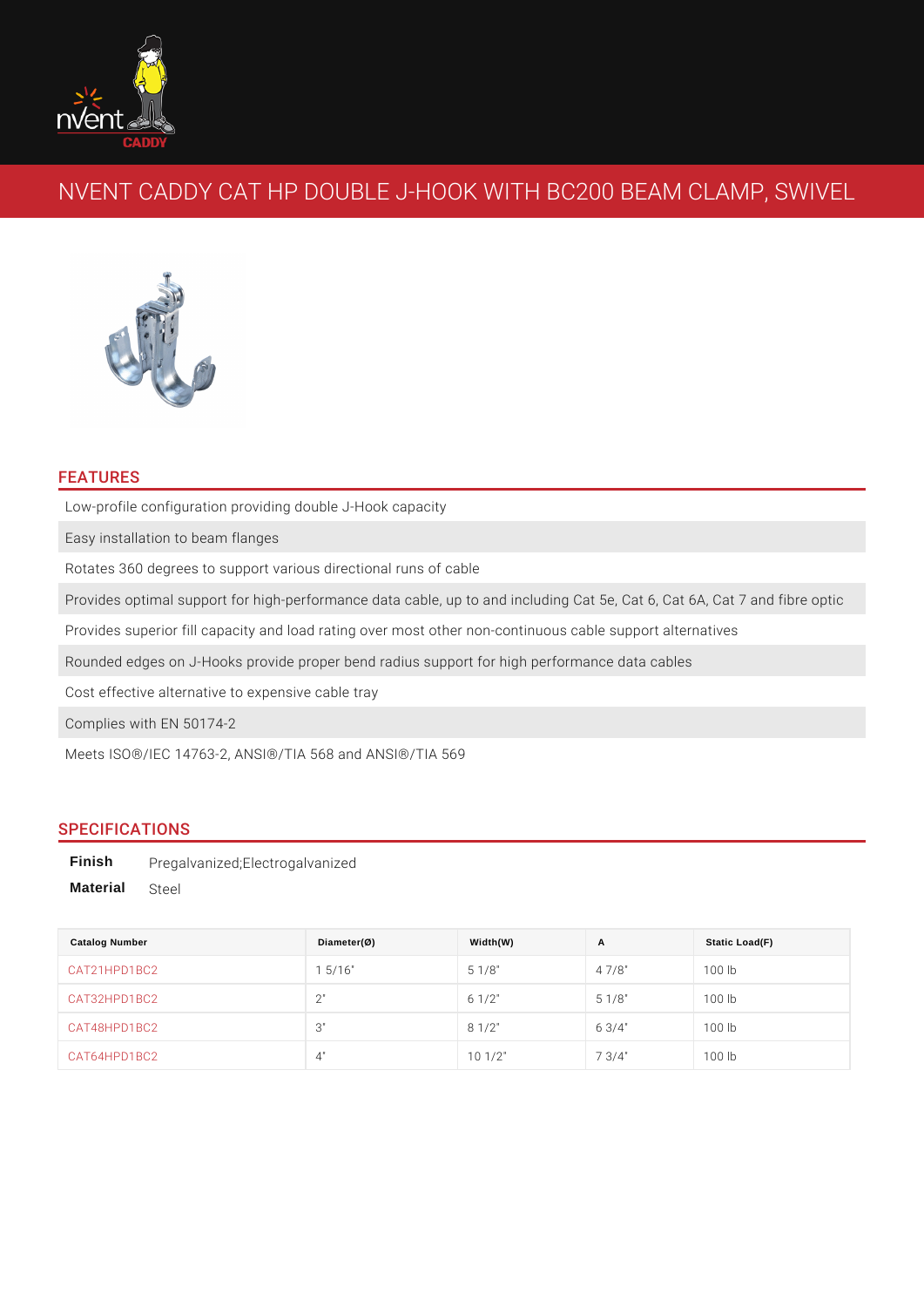# NVENT CADDY CAT HP DOUBLE J-HOOK WITH BC200 BEAM CLAMP, SWIVEL

## FEATURES

- Low-profile configuration providing double J-Hook capacity
- Easy installation to beam flanges
- Rotates 360 degrees to support various directional runs of cable
- Provides optimal support for high-performance data cable, up to and including Cat 5e, Cat 6, Cat 6A, Cat 7 and fibre optic
- Provides superior fill capacity and load rating over most other non-continuous cable support alternatives
- Rounded edges on J-Hooks provide proper bend radius support for high performance data cables
- Cost effective alternative to expensive cable tray
- Complies with EN 50174-2
- Meets ISO®/IEC 14763-2, ANSI®/TIA 568 and ANSI®/TIA 569

## SPECIFICATIONS

**Finish** Pregalvanized;Electrogalvanized

**Material** Steel

| Catalog Number | Diameter(Ø) | Width(W) | A | Static Load(F) |
|---|---|---|---|---|
| CAT21HPD1BC2 | 1 5/16" | 5 1/8" | 4 7/8" | 100 lb |
| CAT32HPD1BC2 | 2" | 6 1/2" | 5 1/8" | 100 lb |
| CAT48HPD1BC2 | 3" | 8 1/2" | 6 3/4" | 100 lb |
| CAT64HPD1BC2 | 4" | 10 1/2" | 7 3/4" | 100 lb |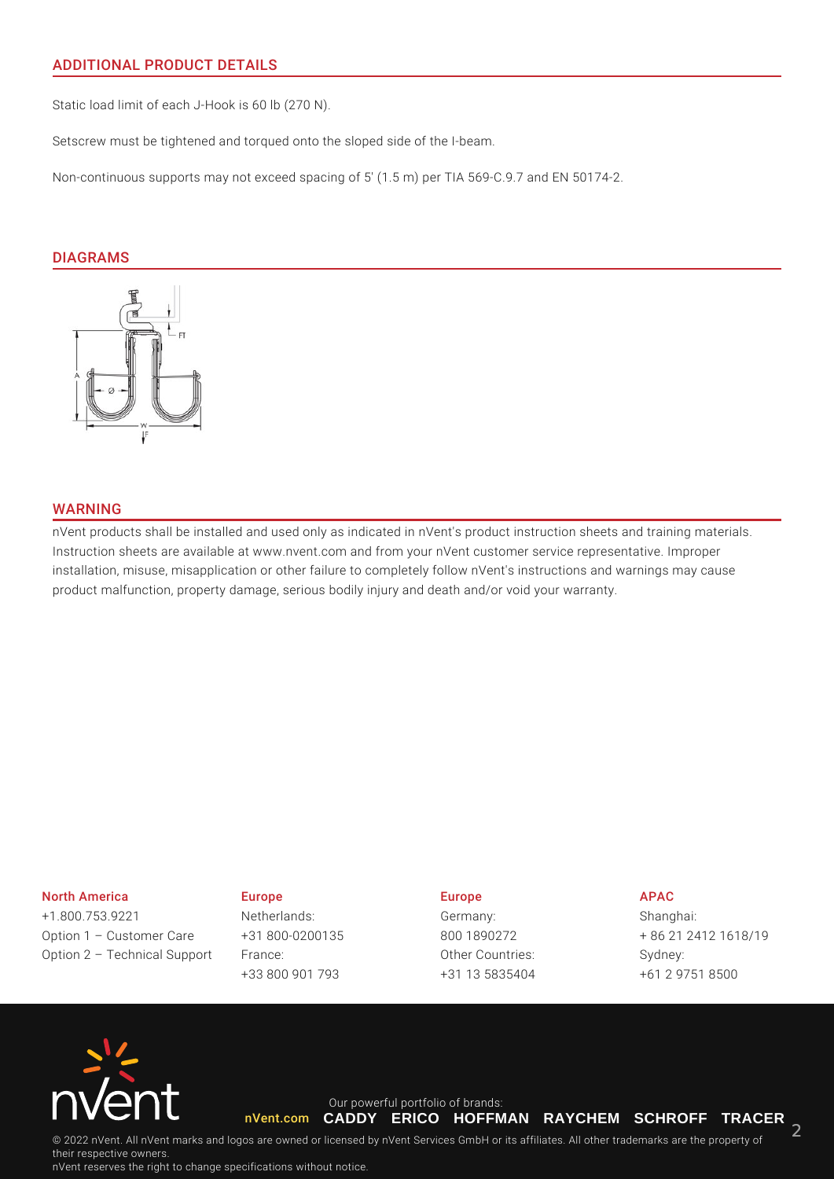## ADDITIONAL PRODUCT DETAILS

Static load limit of each J-Hook is 60 lb (270 N).

Setscrew must be tightened and torqued onto the sloped side of the I-beam.

Non-continuous supports may not exceed spacing of 5' (1.5 m) per TIA 569-C.9.7 and EN 50174-2.

## DIAGRAMS

FT

A

Ø

W

F

## WARNING

nVent products shall be installed and used only as indicated in nVent's product instruction sheets and training materials. Instruction sheets are available at www.nvent.com and from your nVent customer service representative. Improper installation, misuse, misapplication or other failure to completely follow nVent's instructions and warnings may cause product malfunction, property damage, serious bodily injury and death and/or void your warranty.

**North America**
+1.800.753.9221
Option 1 – Customer Care
Option 2 – Technical Support

**Europe**
Netherlands:
+31 800-0200135
France:
+33 800 901 793

**Europe**
Germany:
800 1890272
Other Countries:
+31 13 5835404

**APAC**
Shanghai:
+ 86 21 2412 1618/19
Sydney:
+61 2 9751 8500

nVent

Our powerful portfolio of brands:
nVent.com CADDY ERICO HOFFMAN RAYCHEM SCHROFF TRACER

© 2022 nVent. All nVent marks and logos are owned or licensed by nVent Services GmbH or its affiliates. All other trademarks are the property of their respective owners.
nVent reserves the right to change specifications without notice.